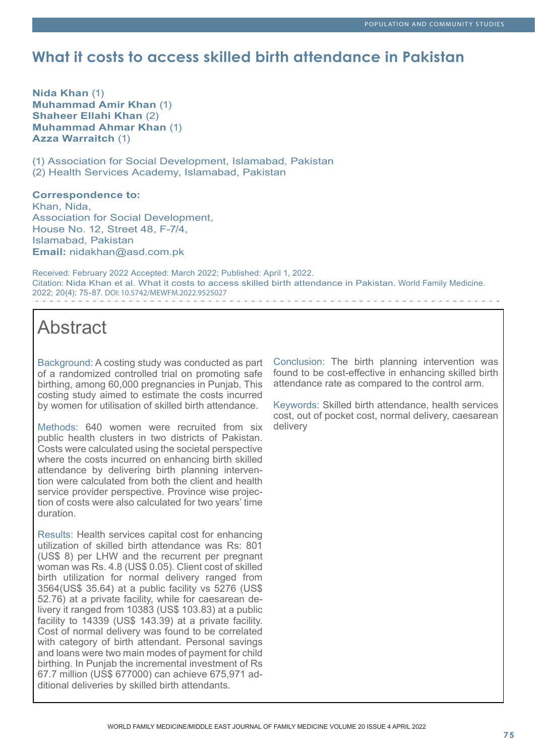# What it costs to access skilled birth attendance in Pakistan

**Nida Khan** (1)
**Muhammad Amir Khan** (1)
**Shaheer Ellahi Khan** (2)
**Muhammad Ahmar Khan** (1)
**Azza Warraitch** (1)

(1) Association for Social Development, Islamabad, Pakistan
(2) Health Services Academy, Islamabad, Pakistan

**Correspondence to:**
Khan, Nida,
Association for Social Development,
House No. 12, Street 48, F-7/4,
Islamabad, Pakistan
**Email:** nidakhan@asd.com.pk

Received: February 2022 Accepted: March 2022; Published: April 1, 2022.
Citation: Nida Khan et al. What it costs to access skilled birth attendance in Pakistan. World Family Medicine. 2022; 20(4): 75-87. DOI: 10.5742/MEWFM.2022.9525027

## Abstract

Background: A costing study was conducted as part of a randomized controlled trial on promoting safe birthing, among 60,000 pregnancies in Punjab. This costing study aimed to estimate the costs incurred by women for utilisation of skilled birth attendance.

Methods: 640 women were recruited from six public health clusters in two districts of Pakistan. Costs were calculated using the societal perspective where the costs incurred on enhancing birth skilled attendance by delivering birth planning intervention were calculated from both the client and health service provider perspective. Province wise projection of costs were also calculated for two years' time duration.

Results: Health services capital cost for enhancing utilization of skilled birth attendance was Rs: 801 (US$ 8) per LHW and the recurrent per pregnant woman was Rs. 4.8 (US$ 0.05). Client cost of skilled birth utilization for normal delivery ranged from 3564(US$ 35.64) at a public facility vs 5276 (US$ 52.76) at a private facility, while for caesarean delivery it ranged from 10383 (US$ 103.83) at a public facility to 14339 (US$ 143.39) at a private facility. Cost of normal delivery was found to be correlated with category of birth attendant. Personal savings and loans were two main modes of payment for child birthing. In Punjab the incremental investment of Rs 67.7 million (US$ 677000) can achieve 675,971 additional deliveries by skilled birth attendants.

Conclusion: The birth planning intervention was found to be cost-effective in enhancing skilled birth attendance rate as compared to the control arm.

Keywords: Skilled birth attendance, health services cost, out of pocket cost, normal delivery, caesarean delivery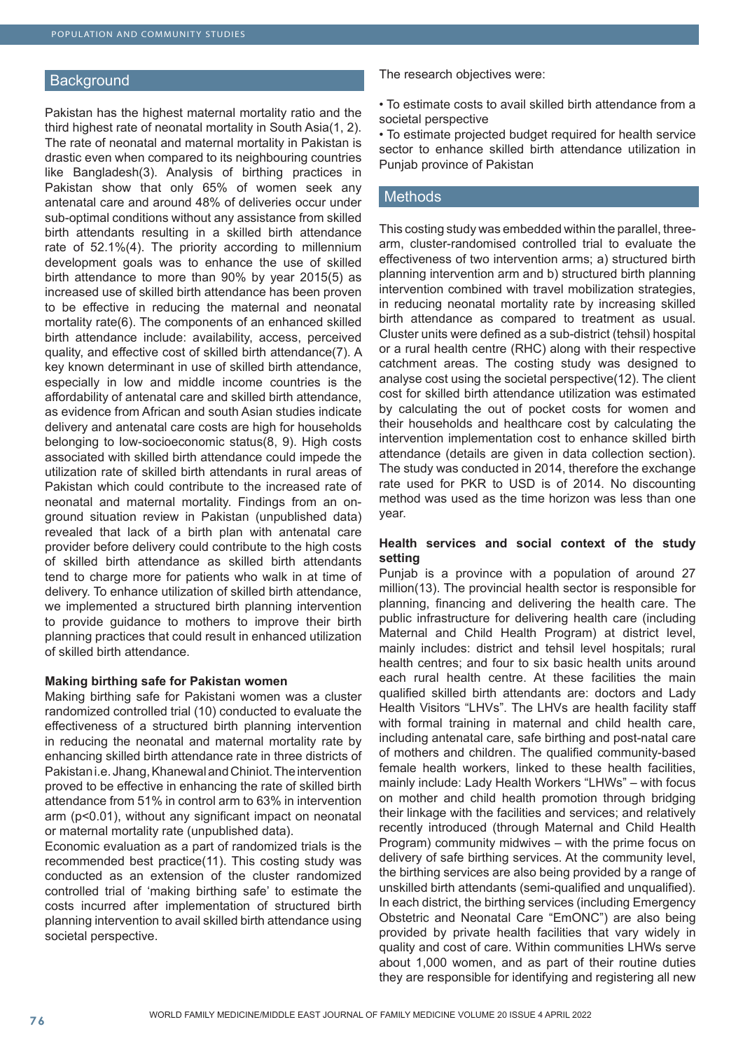## Background

Pakistan has the highest maternal mortality ratio and the third highest rate of neonatal mortality in South Asia(1, 2). The rate of neonatal and maternal mortality in Pakistan is drastic even when compared to its neighbouring countries like Bangladesh(3). Analysis of birthing practices in Pakistan show that only 65% of women seek any antenatal care and around 48% of deliveries occur under sub-optimal conditions without any assistance from skilled birth attendants resulting in a skilled birth attendance rate of 52.1%(4). The priority according to millennium development goals was to enhance the use of skilled birth attendance to more than 90% by year 2015(5) as increased use of skilled birth attendance has been proven to be effective in reducing the maternal and neonatal mortality rate(6). The components of an enhanced skilled birth attendance include: availability, access, perceived quality, and effective cost of skilled birth attendance(7). A key known determinant in use of skilled birth attendance, especially in low and middle income countries is the affordability of antenatal care and skilled birth attendance, as evidence from African and south Asian studies indicate delivery and antenatal care costs are high for households belonging to low-socioeconomic status(8, 9). High costs associated with skilled birth attendance could impede the utilization rate of skilled birth attendants in rural areas of Pakistan which could contribute to the increased rate of neonatal and maternal mortality. Findings from an on-ground situation review in Pakistan (unpublished data) revealed that lack of a birth plan with antenatal care provider before delivery could contribute to the high costs of skilled birth attendance as skilled birth attendants tend to charge more for patients who walk in at time of delivery. To enhance utilization of skilled birth attendance, we implemented a structured birth planning intervention to provide guidance to mothers to improve their birth planning practices that could result in enhanced utilization of skilled birth attendance.

### Making birthing safe for Pakistan women

Making birthing safe for Pakistani women was a cluster randomized controlled trial (10) conducted to evaluate the effectiveness of a structured birth planning intervention in reducing the neonatal and maternal mortality rate by enhancing skilled birth attendance rate in three districts of Pakistan i.e. Jhang, Khanewal and Chiniot. The intervention proved to be effective in enhancing the rate of skilled birth attendance from 51% in control arm to 63% in intervention arm ($p<0.01$), without any significant impact on neonatal or maternal mortality rate (unpublished data).

Economic evaluation as a part of randomized trials is the recommended best practice(11). This costing study was conducted as an extension of the cluster randomized controlled trial of 'making birthing safe' to estimate the costs incurred after implementation of structured birth planning intervention to avail skilled birth attendance using societal perspective.

The research objectives were:

- To estimate costs to avail skilled birth attendance from a societal perspective
- To estimate projected budget required for health service sector to enhance skilled birth attendance utilization in Punjab province of Pakistan

## Methods

This costing study was embedded within the parallel, three-arm, cluster-randomised controlled trial to evaluate the effectiveness of two intervention arms; a) structured birth planning intervention arm and b) structured birth planning intervention combined with travel mobilization strategies, in reducing neonatal mortality rate by increasing skilled birth attendance as compared to treatment as usual. Cluster units were defined as a sub-district (tehsil) hospital or a rural health centre (RHC) along with their respective catchment areas. The costing study was designed to analyse cost using the societal perspective(12). The client cost for skilled birth attendance utilization was estimated by calculating the out of pocket costs for women and their households and healthcare cost by calculating the intervention implementation cost to enhance skilled birth attendance (details are given in data collection section). The study was conducted in 2014, therefore the exchange rate used for PKR to USD is of 2014. No discounting method was used as the time horizon was less than one year.

### Health services and social context of the study setting

Punjab is a province with a population of around 27 million(13). The provincial health sector is responsible for planning, financing and delivering the health care. The public infrastructure for delivering health care (including Maternal and Child Health Program) at district level, mainly includes: district and tehsil level hospitals; rural health centres; and four to six basic health units around each rural health centre. At these facilities the main qualified skilled birth attendants are: doctors and Lady Health Visitors "LHVs". The LHVs are health facility staff with formal training in maternal and child health care, including antenatal care, safe birthing and post-natal care of mothers and children. The qualified community-based female health workers, linked to these health facilities, mainly include: Lady Health Workers "LHWs" – with focus on mother and child health promotion through bridging their linkage with the facilities and services; and relatively recently introduced (through Maternal and Child Health Program) community midwives – with the prime focus on delivery of safe birthing services. At the community level, the birthing services are also being provided by a range of unskilled birth attendants (semi-qualified and unqualified). In each district, the birthing services (including Emergency Obstetric and Neonatal Care "EmONC") are also being provided by private health facilities that vary widely in quality and cost of care. Within communities LHWs serve about 1,000 women, and as part of their routine duties they are responsible for identifying and registering all new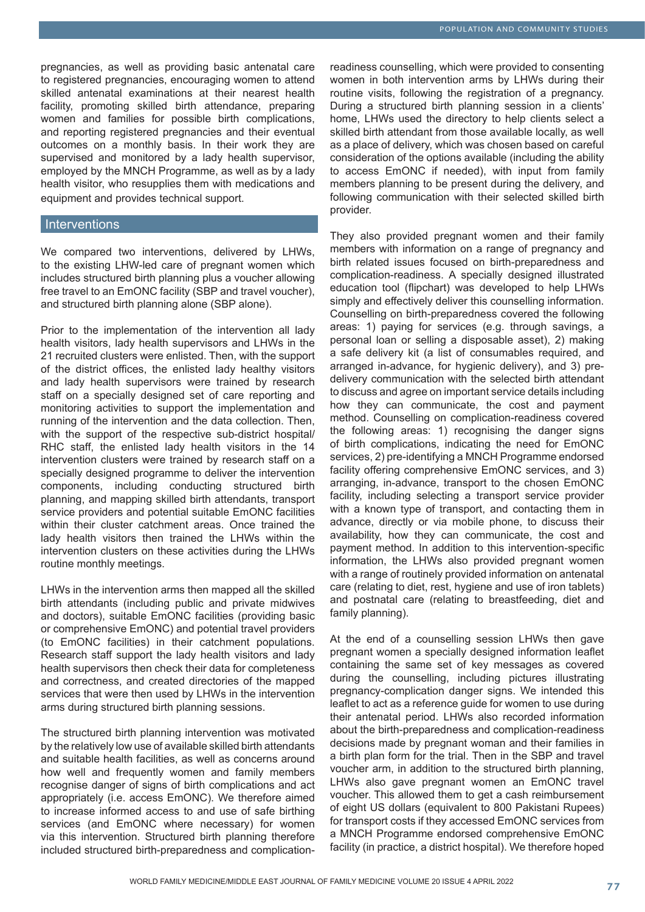pregnancies, as well as providing basic antenatal care to registered pregnancies, encouraging women to attend skilled antenatal examinations at their nearest health facility, promoting skilled birth attendance, preparing women and families for possible birth complications, and reporting registered pregnancies and their eventual outcomes on a monthly basis. In their work they are supervised and monitored by a lady health supervisor, employed by the MNCH Programme, as well as by a lady health visitor, who resupplies them with medications and equipment and provides technical support.

## Interventions

We compared two interventions, delivered by LHWs, to the existing LHW-led care of pregnant women which includes structured birth planning plus a voucher allowing free travel to an EmONC facility (SBP and travel voucher), and structured birth planning alone (SBP alone).

Prior to the implementation of the intervention all lady health visitors, lady health supervisors and LHWs in the 21 recruited clusters were enlisted. Then, with the support of the district offices, the enlisted lady healthy visitors and lady health supervisors were trained by research staff on a specially designed set of care reporting and monitoring activities to support the implementation and running of the intervention and the data collection. Then, with the support of the respective sub-district hospital/ RHC staff, the enlisted lady health visitors in the 14 intervention clusters were trained by research staff on a specially designed programme to deliver the intervention components, including conducting structured birth planning, and mapping skilled birth attendants, transport service providers and potential suitable EmONC facilities within their cluster catchment areas. Once trained the lady health visitors then trained the LHWs within the intervention clusters on these activities during the LHWs routine monthly meetings.

LHWs in the intervention arms then mapped all the skilled birth attendants (including public and private midwives and doctors), suitable EmONC facilities (providing basic or comprehensive EmONC) and potential travel providers (to EmONC facilities) in their catchment populations. Research staff support the lady health visitors and lady health supervisors then check their data for completeness and correctness, and created directories of the mapped services that were then used by LHWs in the intervention arms during structured birth planning sessions.

The structured birth planning intervention was motivated by the relatively low use of available skilled birth attendants and suitable health facilities, as well as concerns around how well and frequently women and family members recognise danger of signs of birth complications and act appropriately (i.e. access EmONC). We therefore aimed to increase informed access to and use of safe birthing services (and EmONC where necessary) for women via this intervention. Structured birth planning therefore included structured birth-preparedness and complication-readiness counselling, which were provided to consenting women in both intervention arms by LHWs during their routine visits, following the registration of a pregnancy. During a structured birth planning session in a clients' home, LHWs used the directory to help clients select a skilled birth attendant from those available locally, as well as a place of delivery, which was chosen based on careful consideration of the options available (including the ability to access EmONC if needed), with input from family members planning to be present during the delivery, and following communication with their selected skilled birth provider.

They also provided pregnant women and their family members with information on a range of pregnancy and birth related issues focused on birth-preparedness and complication-readiness. A specially designed illustrated education tool (flipchart) was developed to help LHWs simply and effectively deliver this counselling information. Counselling on birth-preparedness covered the following areas: 1) paying for services (e.g. through savings, a personal loan or selling a disposable asset), 2) making a safe delivery kit (a list of consumables required, and arranged in-advance, for hygienic delivery), and 3) pre-delivery communication with the selected birth attendant to discuss and agree on important service details including how they can communicate, the cost and payment method. Counselling on complication-readiness covered the following areas: 1) recognising the danger signs of birth complications, indicating the need for EmONC services, 2) pre-identifying a MNCH Programme endorsed facility offering comprehensive EmONC services, and 3) arranging, in-advance, transport to the chosen EmONC facility, including selecting a transport service provider with a known type of transport, and contacting them in advance, directly or via mobile phone, to discuss their availability, how they can communicate, the cost and payment method. In addition to this intervention-specific information, the LHWs also provided pregnant women with a range of routinely provided information on antenatal care (relating to diet, rest, hygiene and use of iron tablets) and postnatal care (relating to breastfeeding, diet and family planning).

At the end of a counselling session LHWs then gave pregnant women a specially designed information leaflet containing the same set of key messages as covered during the counselling, including pictures illustrating pregnancy-complication danger signs. We intended this leaflet to act as a reference guide for women to use during their antenatal period. LHWs also recorded information about the birth-preparedness and complication-readiness decisions made by pregnant woman and their families in a birth plan form for the trial. Then in the SBP and travel voucher arm, in addition to the structured birth planning, LHWs also gave pregnant women an EmONC travel voucher. This allowed them to get a cash reimbursement of eight US dollars (equivalent to 800 Pakistani Rupees) for transport costs if they accessed EmONC services from a MNCH Programme endorsed comprehensive EmONC facility (in practice, a district hospital). We therefore hoped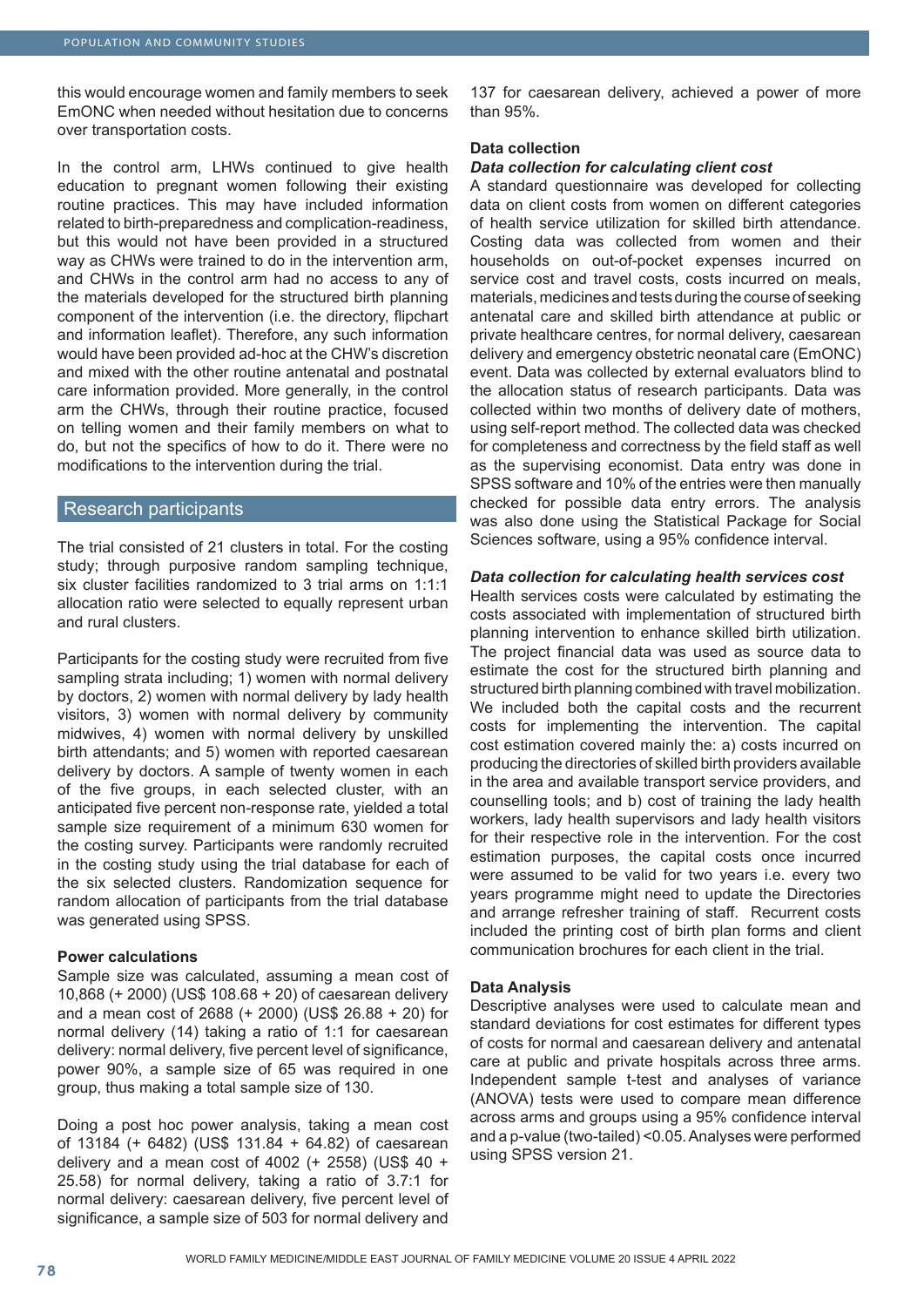this would encourage women and family members to seek EmONC when needed without hesitation due to concerns over transportation costs.

In the control arm, LHWs continued to give health education to pregnant women following their existing routine practices. This may have included information related to birth-preparedness and complication-readiness, but this would not have been provided in a structured way as CHWs were trained to do in the intervention arm, and CHWs in the control arm had no access to any of the materials developed for the structured birth planning component of the intervention (i.e. the directory, flipchart and information leaflet). Therefore, any such information would have been provided ad-hoc at the CHW's discretion and mixed with the other routine antenatal and postnatal care information provided. More generally, in the control arm the CHWs, through their routine practice, focused on telling women and their family members on what to do, but not the specifics of how to do it. There were no modifications to the intervention during the trial.

## Research participants

The trial consisted of 21 clusters in total. For the costing study; through purposive random sampling technique, six cluster facilities randomized to 3 trial arms on 1:1:1 allocation ratio were selected to equally represent urban and rural clusters.

Participants for the costing study were recruited from five sampling strata including; 1) women with normal delivery by doctors, 2) women with normal delivery by lady health visitors, 3) women with normal delivery by community midwives, 4) women with normal delivery by unskilled birth attendants; and 5) women with reported caesarean delivery by doctors. A sample of twenty women in each of the five groups, in each selected cluster, with an anticipated five percent non-response rate, yielded a total sample size requirement of a minimum 630 women for the costing survey. Participants were randomly recruited in the costing study using the trial database for each of the six selected clusters. Randomization sequence for random allocation of participants from the trial database was generated using SPSS.

### Power calculations

Sample size was calculated, assuming a mean cost of 10,868 (+ 2000) (US$ 108.68 + 20) of caesarean delivery and a mean cost of 2688 (+ 2000) (US$ 26.88 + 20) for normal delivery (14) taking a ratio of 1:1 for caesarean delivery: normal delivery, five percent level of significance, power 90%, a sample size of 65 was required in one group, thus making a total sample size of 130.

Doing a post hoc power analysis, taking a mean cost of 13184 (+ 6482) (US$ 131.84 + 64.82) of caesarean delivery and a mean cost of 4002 (+ 2558) (US$ 40 + 25.58) for normal delivery, taking a ratio of 3.7:1 for normal delivery: caesarean delivery, five percent level of significance, a sample size of 503 for normal delivery and 137 for caesarean delivery, achieved a power of more than 95%.

### Data collection

#### *Data collection for calculating client cost*

A standard questionnaire was developed for collecting data on client costs from women on different categories of health service utilization for skilled birth attendance. Costing data was collected from women and their households on out-of-pocket expenses incurred on service cost and travel costs, costs incurred on meals, materials, medicines and tests during the course of seeking antenatal care and skilled birth attendance at public or private healthcare centres, for normal delivery, caesarean delivery and emergency obstetric neonatal care (EmONC) event. Data was collected by external evaluators blind to the allocation status of research participants. Data was collected within two months of delivery date of mothers, using self-report method. The collected data was checked for completeness and correctness by the field staff as well as the supervising economist. Data entry was done in SPSS software and 10% of the entries were then manually checked for possible data entry errors. The analysis was also done using the Statistical Package for Social Sciences software, using a 95% confidence interval.

#### *Data collection for calculating health services cost*

Health services costs were calculated by estimating the costs associated with implementation of structured birth planning intervention to enhance skilled birth utilization. The project financial data was used as source data to estimate the cost for the structured birth planning and structured birth planning combined with travel mobilization. We included both the capital costs and the recurrent costs for implementing the intervention. The capital cost estimation covered mainly the: a) costs incurred on producing the directories of skilled birth providers available in the area and available transport service providers, and counselling tools; and b) cost of training the lady health workers, lady health supervisors and lady health visitors for their respective role in the intervention. For the cost estimation purposes, the capital costs once incurred were assumed to be valid for two years i.e. every two years programme might need to update the Directories and arrange refresher training of staff. Recurrent costs included the printing cost of birth plan forms and client communication brochures for each client in the trial.

### Data Analysis

Descriptive analyses were used to calculate mean and standard deviations for cost estimates for different types of costs for normal and caesarean delivery and antenatal care at public and private hospitals across three arms. Independent sample t-test and analyses of variance (ANOVA) tests were used to compare mean difference across arms and groups using a 95% confidence interval and a p-value (two-tailed) <0.05. Analyses were performed using SPSS version 21.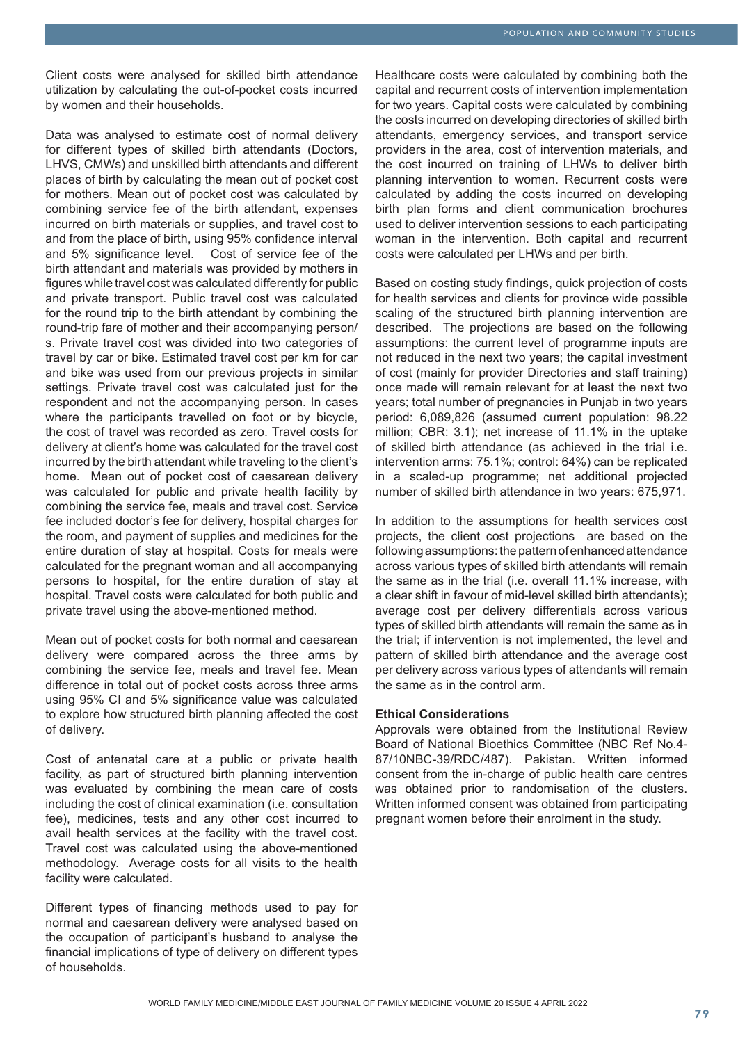Client costs were analysed for skilled birth attendance utilization by calculating the out-of-pocket costs incurred by women and their households.

Data was analysed to estimate cost of normal delivery for different types of skilled birth attendants (Doctors, LHVS, CMWs) and unskilled birth attendants and different places of birth by calculating the mean out of pocket cost for mothers. Mean out of pocket cost was calculated by combining service fee of the birth attendant, expenses incurred on birth materials or supplies, and travel cost to and from the place of birth, using 95% confidence interval and 5% significance level. Cost of service fee of the birth attendant and materials was provided by mothers in figures while travel cost was calculated differently for public and private transport. Public travel cost was calculated for the round trip to the birth attendant by combining the round-trip fare of mother and their accompanying person/s. Private travel cost was divided into two categories of travel by car or bike. Estimated travel cost per km for car and bike was used from our previous projects in similar settings. Private travel cost was calculated just for the respondent and not the accompanying person. In cases where the participants travelled on foot or by bicycle, the cost of travel was recorded as zero. Travel costs for delivery at client's home was calculated for the travel cost incurred by the birth attendant while traveling to the client's home. Mean out of pocket cost of caesarean delivery was calculated for public and private health facility by combining the service fee, meals and travel cost. Service fee included doctor's fee for delivery, hospital charges for the room, and payment of supplies and medicines for the entire duration of stay at hospital. Costs for meals were calculated for the pregnant woman and all accompanying persons to hospital, for the entire duration of stay at hospital. Travel costs were calculated for both public and private travel using the above-mentioned method.

Mean out of pocket costs for both normal and caesarean delivery were compared across the three arms by combining the service fee, meals and travel fee. Mean difference in total out of pocket costs across three arms using 95% CI and 5% significance value was calculated to explore how structured birth planning affected the cost of delivery.

Cost of antenatal care at a public or private health facility, as part of structured birth planning intervention was evaluated by combining the mean care of costs including the cost of clinical examination (i.e. consultation fee), medicines, tests and any other cost incurred to avail health services at the facility with the travel cost. Travel cost was calculated using the above-mentioned methodology. Average costs for all visits to the health facility were calculated.

Different types of financing methods used to pay for normal and caesarean delivery were analysed based on the occupation of participant's husband to analyse the financial implications of type of delivery on different types of households.

Healthcare costs were calculated by combining both the capital and recurrent costs of intervention implementation for two years. Capital costs were calculated by combining the costs incurred on developing directories of skilled birth attendants, emergency services, and transport service providers in the area, cost of intervention materials, and the cost incurred on training of LHWs to deliver birth planning intervention to women. Recurrent costs were calculated by adding the costs incurred on developing birth plan forms and client communication brochures used to deliver intervention sessions to each participating woman in the intervention. Both capital and recurrent costs were calculated per LHWs and per birth.

Based on costing study findings, quick projection of costs for health services and clients for province wide possible scaling of the structured birth planning intervention are described. The projections are based on the following assumptions: the current level of programme inputs are not reduced in the next two years; the capital investment of cost (mainly for provider Directories and staff training) once made will remain relevant for at least the next two years; total number of pregnancies in Punjab in two years period: 6,089,826 (assumed current population: 98.22 million; CBR: 3.1); net increase of 11.1% in the uptake of skilled birth attendance (as achieved in the trial i.e. intervention arms: 75.1%; control: 64%) can be replicated in a scaled-up programme; net additional projected number of skilled birth attendance in two years: 675,971.

In addition to the assumptions for health services cost projects, the client cost projections are based on the following assumptions: the pattern of enhanced attendance across various types of skilled birth attendants will remain the same as in the trial (i.e. overall 11.1% increase, with a clear shift in favour of mid-level skilled birth attendants); average cost per delivery differentials across various types of skilled birth attendants will remain the same as in the trial; if intervention is not implemented, the level and pattern of skilled birth attendance and the average cost per delivery across various types of attendants will remain the same as in the control arm.

**Ethical Considerations**

Approvals were obtained from the Institutional Review Board of National Bioethics Committee (NBC Ref No.4-87/10NBC-39/RDC/487). Pakistan. Written informed consent from the in-charge of public health care centres was obtained prior to randomisation of the clusters. Written informed consent was obtained from participating pregnant women before their enrolment in the study.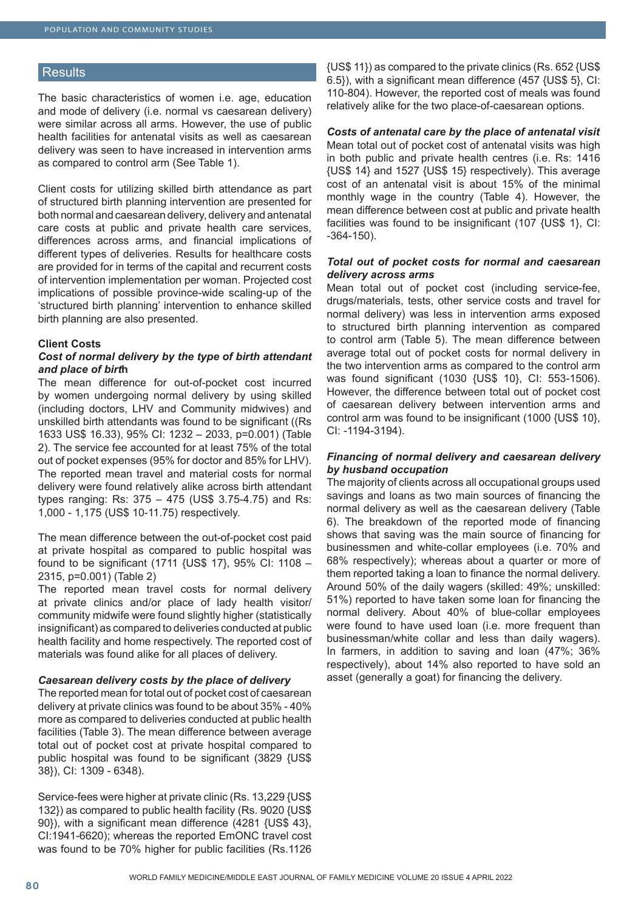## Results

The basic characteristics of women i.e. age, education and mode of delivery (i.e. normal vs caesarean delivery) were similar across all arms. However, the use of public health facilities for antenatal visits as well as caesarean delivery was seen to have increased in intervention arms as compared to control arm (See Table 1).

Client costs for utilizing skilled birth attendance as part of structured birth planning intervention are presented for both normal and caesarean delivery, delivery and antenatal care costs at public and private health care services, differences across arms, and financial implications of different types of deliveries. Results for healthcare costs are provided for in terms of the capital and recurrent costs of intervention implementation per woman. Projected cost implications of possible province-wide scaling-up of the 'structured birth planning' intervention to enhance skilled birth planning are also presented.

### Client Costs

#### *Cost of normal delivery by the type of birth attendant and place of birth*

The mean difference for out-of-pocket cost incurred by women undergoing normal delivery by using skilled (including doctors, LHV and Community midwives) and unskilled birth attendants was found to be significant ((Rs 1633 US$ 16.33), 95% CI: 1232 – 2033, p=0.001) (Table 2). The service fee accounted for at least 75% of the total out of pocket expenses (95% for doctor and 85% for LHV). The reported mean travel and material costs for normal delivery were found relatively alike across birth attendant types ranging: Rs: 375 – 475 (US$ 3.75-4.75) and Rs: 1,000 - 1,175 (US$ 10-11.75) respectively.

The mean difference between the out-of-pocket cost paid at private hospital as compared to public hospital was found to be significant (1711 {US$ 17}, 95% CI: 1108 – 2315, p=0.001) (Table 2)

The reported mean travel costs for normal delivery at private clinics and/or place of lady health visitor/ community midwife were found slightly higher (statistically insignificant) as compared to deliveries conducted at public health facility and home respectively. The reported cost of materials was found alike for all places of delivery.

#### *Caesarean delivery costs by the place of delivery*

The reported mean for total out of pocket cost of caesarean delivery at private clinics was found to be about 35% - 40% more as compared to deliveries conducted at public health facilities (Table 3). The mean difference between average total out of pocket cost at private hospital compared to public hospital was found to be significant (3829 {US$ 38}), CI: 1309 - 6348).

Service-fees were higher at private clinic (Rs. 13,229 {US$ 132}) as compared to public health facility (Rs. 9020 {US$ 90}), with a significant mean difference (4281 {US$ 43}, CI:1941-6620); whereas the reported EmONC travel cost was found to be 70% higher for public facilities (Rs.1126 {US$ 11}) as compared to the private clinics (Rs. 652 {US$ 6.5}), with a significant mean difference (457 {US$ 5}, CI: 110-804). However, the reported cost of meals was found relatively alike for the two place-of-caesarean options.

#### *Costs of antenatal care by the place of antenatal visit*

Mean total out of pocket cost of antenatal visits was high in both public and private health centres (i.e. Rs: 1416 {US$ 14} and 1527 {US$ 15} respectively). This average cost of an antenatal visit is about 15% of the minimal monthly wage in the country (Table 4). However, the mean difference between cost at public and private health facilities was found to be insignificant (107 {US$ 1}, CI: -364-150).

#### *Total out of pocket costs for normal and caesarean delivery across arms*

Mean total out of pocket cost (including service-fee, drugs/materials, tests, other service costs and travel for normal delivery) was less in intervention arms exposed to structured birth planning intervention as compared to control arm (Table 5). The mean difference between average total out of pocket costs for normal delivery in the two intervention arms as compared to the control arm was found significant (1030 {US$ 10}, CI: 553-1506). However, the difference between total out of pocket cost of caesarean delivery between intervention arms and control arm was found to be insignificant (1000 {US$ 10}, CI: -1194-3194).

#### *Financing of normal delivery and caesarean delivery by husband occupation*

The majority of clients across all occupational groups used savings and loans as two main sources of financing the normal delivery as well as the caesarean delivery (Table 6). The breakdown of the reported mode of financing shows that saving was the main source of financing for businessmen and white-collar employees (i.e. 70% and 68% respectively); whereas about a quarter or more of them reported taking a loan to finance the normal delivery. Around 50% of the daily wagers (skilled: 49%; unskilled: 51%) reported to have taken some loan for financing the normal delivery. About 40% of blue-collar employees were found to have used loan (i.e. more frequent than businessman/white collar and less than daily wagers). In farmers, in addition to saving and loan (47%; 36% respectively), about 14% also reported to have sold an asset (generally a goat) for financing the delivery.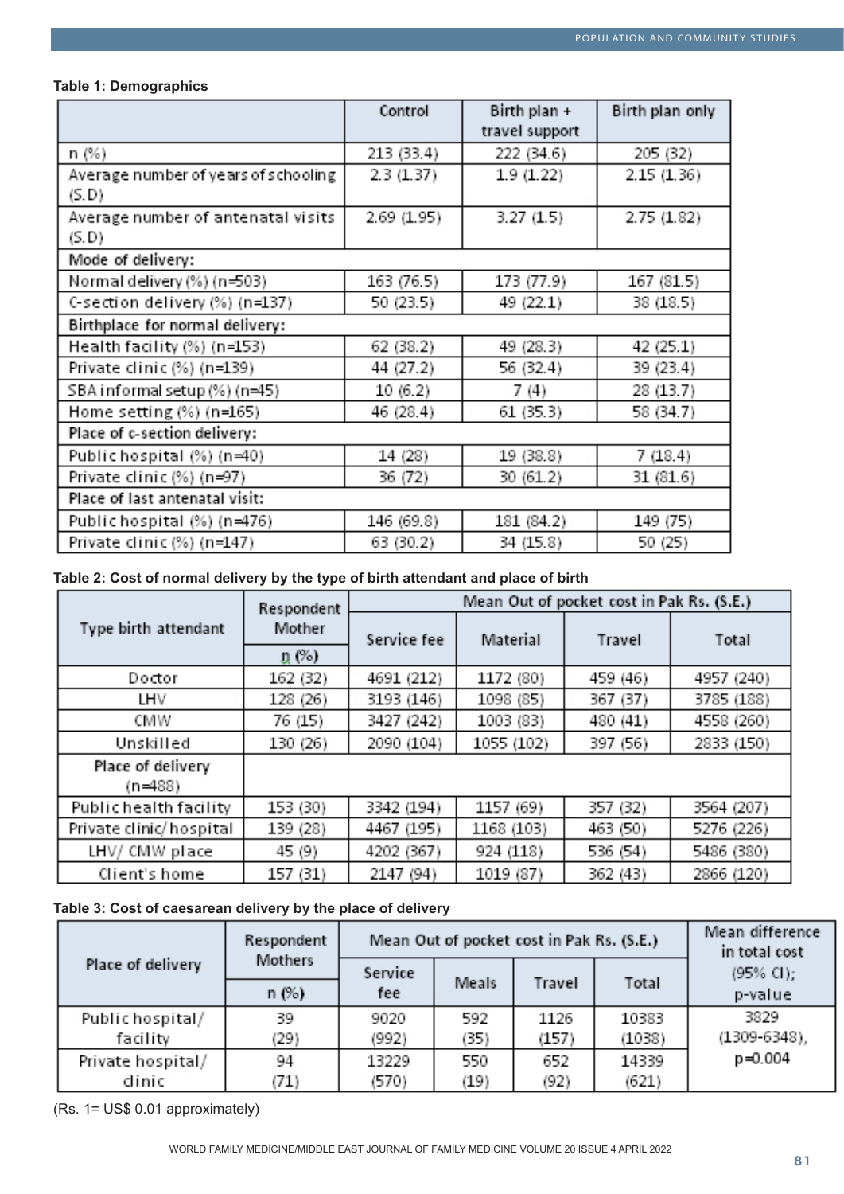**Table 1: Demographics**

| | Control | Birth plan + travel support | Birth plan only |
|---|---|---|---|
| n (%) | 213 (33.4) | 222 (34.6) | 205 (32) |
| Average number of years of schooling (S.D) | 2.3 (1.37) | 1.9 (1.22) | 2.15 (1.36) |
| Average number of antenatal visits (S.D) | 2.69 (1.95) | 3.27 (1.5) | 2.75 (1.82) |
| Mode of delivery: | | | |
| Normal delivery (%) (n=503) | 163 (76.5) | 173 (77.9) | 167 (81.5) |
| C-section delivery (%) (n=137) | 50 (23.5) | 49 (22.1) | 38 (18.5) |
| Birthplace for normal delivery: | | | |
| Health facility (%) (n=153) | 62 (38.2) | 49 (28.3) | 42 (25.1) |
| Private clinic (%) (n=139) | 44 (27.2) | 56 (32.4) | 39 (23.4) |
| SBA informal setup (%) (n=45) | 10 (6.2) | 7 (4) | 28 (13.7) |
| Home setting (%) (n=165) | 46 (28.4) | 61 (35.3) | 58 (34.7) |
| Place of c-section delivery: | | | |
| Public hospital (%) (n=40) | 14 (28) | 19 (38.8) | 7 (18.4) |
| Private clinic (%) (n=97) | 36 (72) | 30 (61.2) | 31 (81.6) |
| Place of last antenatal visit: | | | |
| Public hospital (%) (n=476) | 146 (69.8) | 181 (84.2) | 149 (75) |
| Private clinic (%) (n=147) | 63 (30.2) | 34 (15.8) | 50 (25) |

**Table 2: Cost of normal delivery by the type of birth attendant and place of birth**

| Type birth attendant | Respondent Mother | Mean Out of pocket cost in Pak Rs. (S.E.) | | | |
|---|---|---|---|---|---|
| | n (%) | Service fee | Material | Travel | Total |
| Doctor | 162 (32) | 4691 (212) | 1172 (80) | 459 (46) | 4957 (240) |
| LHV | 128 (26) | 3193 (146) | 1098 (85) | 367 (37) | 3785 (188) |
| CMW | 76 (15) | 3427 (242) | 1003 (83) | 480 (41) | 4558 (260) |
| Unskilled | 130 (26) | 2090 (104) | 1055 (102) | 397 (56) | 2833 (150) |
| Place of delivery (n=488) | | | | | |
| Public health facility | 153 (30) | 3342 (194) | 1157 (69) | 357 (32) | 3564 (207) |
| Private clinic/hospital | 139 (28) | 4467 (195) | 1168 (103) | 463 (50) | 5276 (226) |
| LHV/ CMW place | 45 (9) | 4202 (367) | 924 (118) | 536 (54) | 5486 (380) |
| Client's home | 157 (31) | 2147 (94) | 1019 (87) | 362 (43) | 2866 (120) |

**Table 3: Cost of caesarean delivery by the place of delivery**

| Place of delivery | Respondent Mothers | Mean Out of pocket cost in Pak Rs. (S.E.) | | | | Mean difference in total cost (95% CI); p-value |
|---|---|---|---|---|---|---|
| | n (%) | Service fee | Meals | Travel | Total | |
| Public hospital/ facility | 39 (29) | 9020 (992) | 592 (35) | 1126 (157) | 10383 (1038) | 3829 (1309-6348), p=0.004 |
| Private hospital/ clinic | 94 (71) | 13229 (570) | 550 (19) | 652 (92) | 14339 (621) | |

(Rs. 1= US$ 0.01 approximately)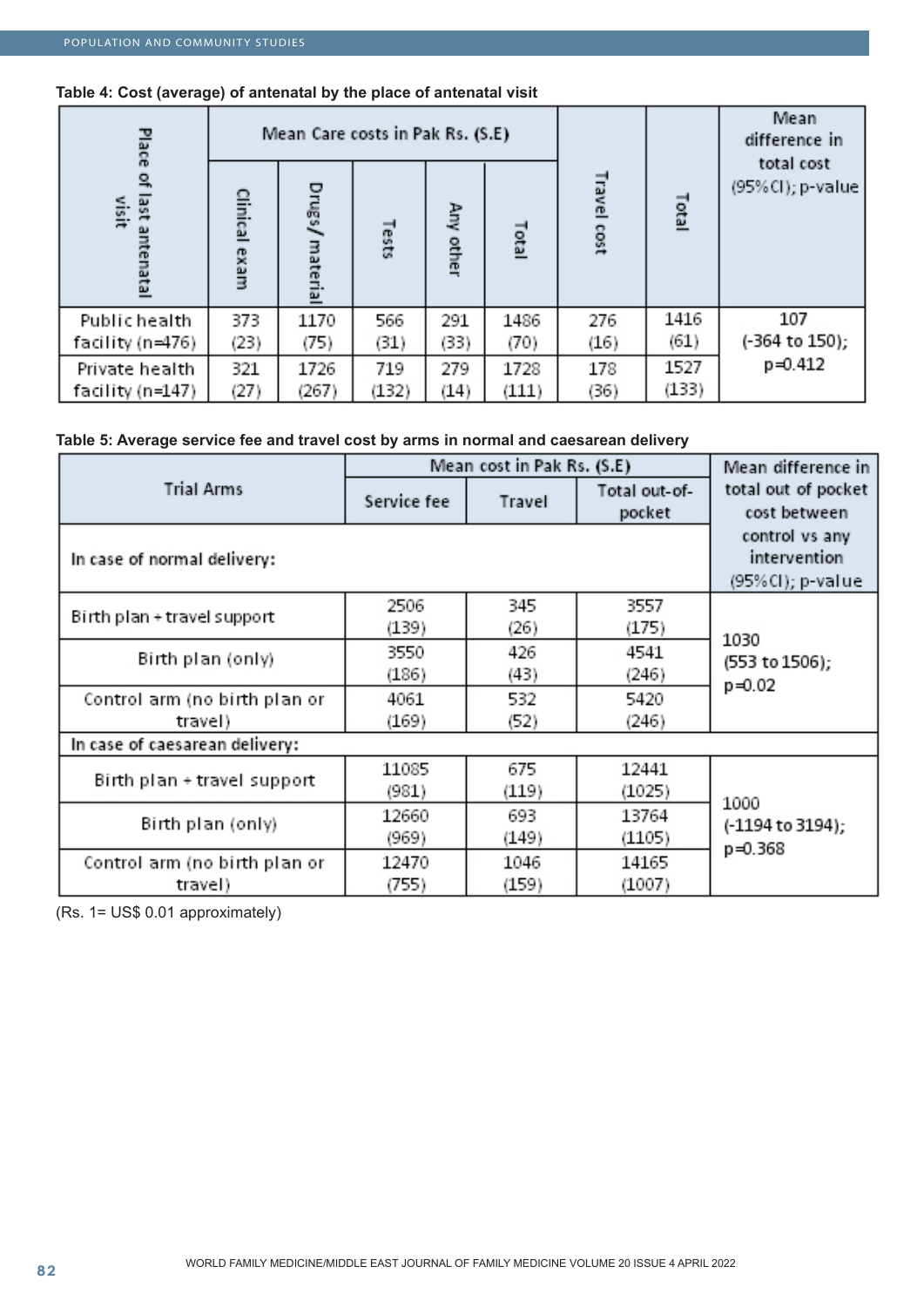**Table 4: Cost (average) of antenatal by the place of antenatal visit**

| Place of last antenatal visit | Mean Care costs in Pak Rs. (S.E) | | | | | Travel cost | Total | Mean difference in total cost (95%CI); p-value |
|---|---|---|---|---|---|---|---|---|
| | Clinical exam | Drugs/ material | Tests | Any other | Total | | | |
| Public health facility (n=476) | 373 (23) | 1170 (75) | 566 (31) | 291 (33) | 1486 (70) | 276 (16) | 1416 (61) | 107 (-364 to 150); p=0.412 |
| Private health facility (n=147) | 321 (27) | 1726 (267) | 719 (132) | 279 (14) | 1728 (111) | 178 (36) | 1527 (133) | |

**Table 5: Average service fee and travel cost by arms in normal and caesarean delivery**

| Trial Arms | Mean cost in Pak Rs. (S.E) | | | Mean difference in total out of pocket cost between control vs any intervention (95%CI); p-value |
|---|---|---|---|---|
| | Service fee | Travel | Total out-of-pocket | |
| In case of normal delivery: | | | | |
| Birth plan + travel support | 2506 (139) | 345 (26) | 3557 (175) | 1030 (553 to 1506); p=0.02 |
| Birth plan (only) | 3550 (186) | 426 (43) | 4541 (246) | |
| Control arm (no birth plan or travel) | 4061 (169) | 532 (52) | 5420 (246) | |
| In case of caesarean delivery: | | | | |
| Birth plan + travel support | 11085 (981) | 675 (119) | 12441 (1025) | 1000 (-1194 to 3194); p=0.368 |
| Birth plan (only) | 12660 (969) | 693 (149) | 13764 (1105) | |
| Control arm (no birth plan or travel) | 12470 (755) | 1046 (159) | 14165 (1007) | |

(Rs. 1= US$ 0.01 approximately)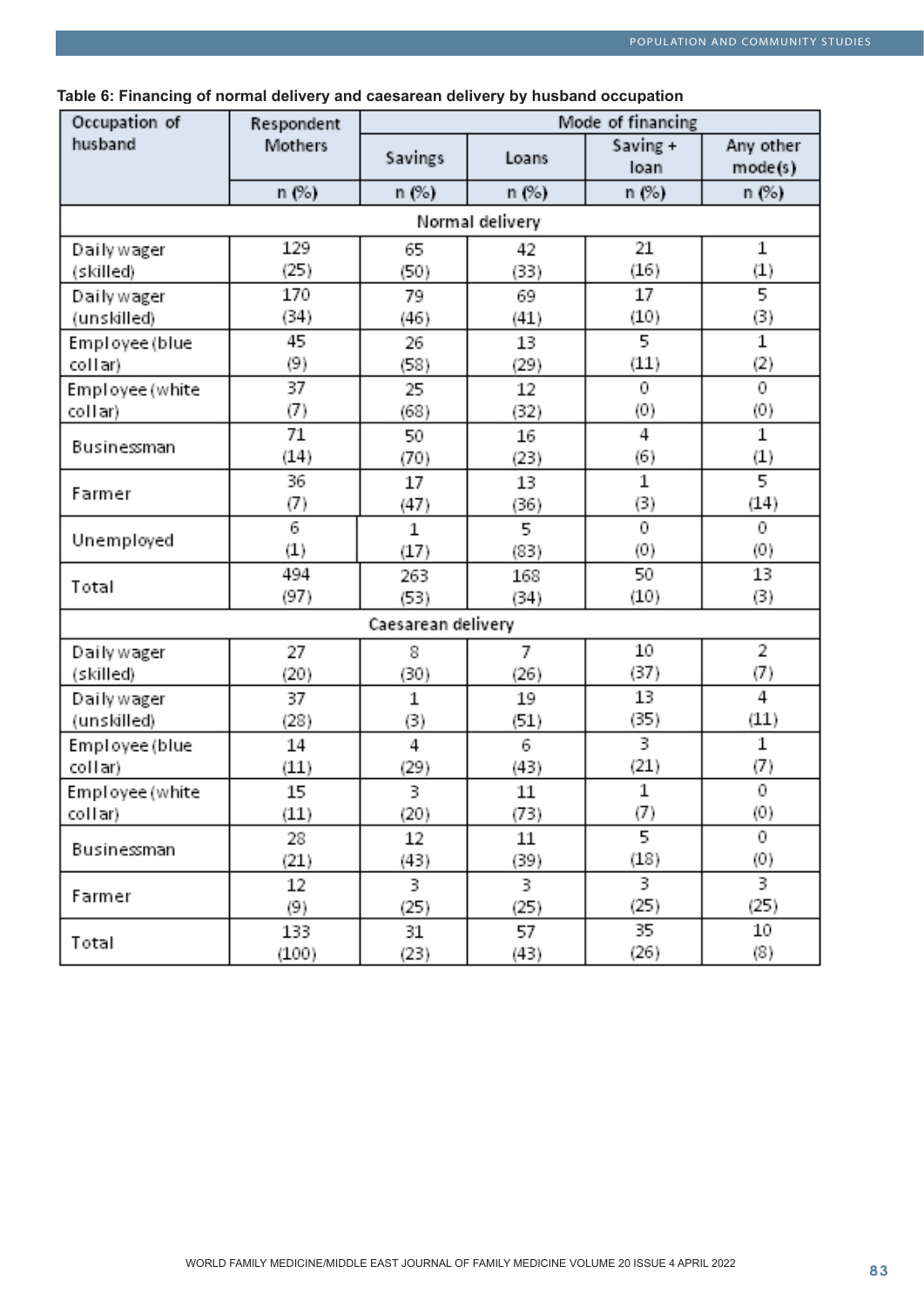**Table 6: Financing of normal delivery and caesarean delivery by husband occupation**

| Occupation of husband | Respondent Mothers | Mode of financing | | | |
|---|---|---|---|---|---|
| | | Savings | Loans | Saving + loan | Any other mode(s) |
| | n (%) | n (%) | n (%) | n (%) | n (%) |
| **Normal delivery** | | | | | |
| Daily wager (skilled) | 129 (25) | 65 (50) | 42 (33) | 21 (16) | 1 (1) |
| Daily wager (unskilled) | 170 (34) | 79 (46) | 69 (41) | 17 (10) | 5 (3) |
| Employee (blue collar) | 45 (9) | 26 (58) | 13 (29) | 5 (11) | 1 (2) |
| Employee (white collar) | 37 (7) | 25 (68) | 12 (32) | 0 (0) | 0 (0) |
| Businessman | 71 (14) | 50 (70) | 16 (23) | 4 (6) | 1 (1) |
| Farmer | 36 (7) | 17 (47) | 13 (36) | 1 (3) | 5 (14) |
| Unemployed | 6 (1) | 1 (17) | 5 (83) | 0 (0) | 0 (0) |
| Total | 494 (97) | 263 (53) | 168 (34) | 50 (10) | 13 (3) |
| **Caesarean delivery** | | | | | |
| Daily wager (skilled) | 27 (20) | 8 (30) | 7 (26) | 10 (37) | 2 (7) |
| Daily wager (unskilled) | 37 (28) | 1 (3) | 19 (51) | 13 (35) | 4 (11) |
| Employee (blue collar) | 14 (11) | 4 (29) | 6 (43) | 3 (21) | 1 (7) |
| Employee (white collar) | 15 (11) | 3 (20) | 11 (73) | 1 (7) | 0 (0) |
| Businessman | 28 (21) | 12 (43) | 11 (39) | 5 (18) | 0 (0) |
| Farmer | 12 (9) | 3 (25) | 3 (25) | 3 (25) | 3 (25) |
| Total | 133 (100) | 31 (23) | 57 (43) | 35 (26) | 10 (8) |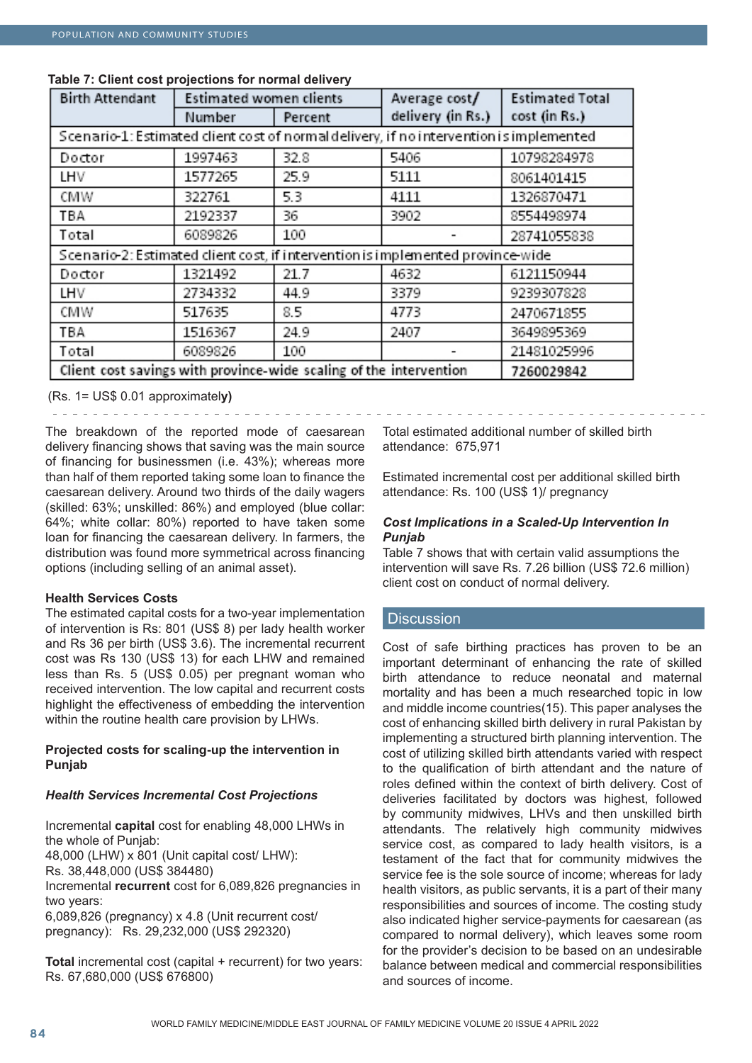**Table 7: Client cost projections for normal delivery**

| Birth Attendant | Estimated women clients | | Average cost/ delivery (in Rs.) | Estimated Total cost (in Rs.) |
|---|---|---|---|---|
| | Number | Percent | | |
| Scenario-1: Estimated client cost of normal delivery, if no intervention is implemented | | | | |
| Doctor | 1997463 | 32.8 | 5406 | 10798284978 |
| LHV | 1577265 | 25.9 | 5111 | 8061401415 |
| CMW | 322761 | 5.3 | 4111 | 1326870471 |
| TBA | 2192337 | 36 | 3902 | 8554498974 |
| Total | 6089826 | 100 | - | 28741055838 |
| Scenario-2: Estimated client cost, if intervention is implemented province-wide | | | | |
| Doctor | 1321492 | 21.7 | 4632 | 6121150944 |
| LHV | 2734332 | 44.9 | 3379 | 9239307828 |
| CMW | 517635 | 8.5 | 4773 | 2470671855 |
| TBA | 1516367 | 24.9 | 2407 | 3649895369 |
| Total | 6089826 | 100 | - | 21481025996 |
| Client cost savings with province-wide scaling of the intervention | | | | 7260029842 |

(Rs. 1= US$ 0.01 approximately**)**

The breakdown of the reported mode of caesarean delivery financing shows that saving was the main source of financing for businessmen (i.e. 43%); whereas more than half of them reported taking some loan to finance the caesarean delivery. Around two thirds of the daily wagers (skilled: 63%; unskilled: 86%) and employed (blue collar: 64%; white collar: 80%) reported to have taken some loan for financing the caesarean delivery. In farmers, the distribution was found more symmetrical across financing options (including selling of an animal asset).

**Health Services Costs**

The estimated capital costs for a two-year implementation of intervention is Rs: 801 (US$ 8) per lady health worker and Rs 36 per birth (US$ 3.6). The incremental recurrent cost was Rs 130 (US$ 13) for each LHW and remained less than Rs. 5 (US$ 0.05) per pregnant woman who received intervention. The low capital and recurrent costs highlight the effectiveness of embedding the intervention within the routine health care provision by LHWs.

**Projected costs for scaling-up the intervention in Punjab**

***Health Services Incremental Cost Projections***

Incremental **capital** cost for enabling 48,000 LHWs in the whole of Punjab:
48,000 (LHW) x 801 (Unit capital cost/ LHW):
Rs. 38,448,000 (US$ 384480)
Incremental **recurrent** cost for 6,089,826 pregnancies in two years:
6,089,826 (pregnancy) x 4.8 (Unit recurrent cost/ pregnancy): Rs. 29,232,000 (US$ 292320)

**Total** incremental cost (capital + recurrent) for two years:
Rs. 67,680,000 (US$ 676800)

Total estimated additional number of skilled birth attendance: 675,971

Estimated incremental cost per additional skilled birth attendance: Rs. 100 (US$ 1)/ pregnancy

***Cost Implications in a Scaled-Up Intervention In Punjab***

Table 7 shows that with certain valid assumptions the intervention will save Rs. 7.26 billion (US$ 72.6 million) client cost on conduct of normal delivery.

## Discussion

Cost of safe birthing practices has proven to be an important determinant of enhancing the rate of skilled birth attendance to reduce neonatal and maternal mortality and has been a much researched topic in low and middle income countries(15). This paper analyses the cost of enhancing skilled birth delivery in rural Pakistan by implementing a structured birth planning intervention. The cost of utilizing skilled birth attendants varied with respect to the qualification of birth attendant and the nature of roles defined within the context of birth delivery. Cost of deliveries facilitated by doctors was highest, followed by community midwives, LHVs and then unskilled birth attendants. The relatively high community midwives service cost, as compared to lady health visitors, is a testament of the fact that for community midwives the service fee is the sole source of income; whereas for lady health visitors, as public servants, it is a part of their many responsibilities and sources of income. The costing study also indicated higher service-payments for caesarean (as compared to normal delivery), which leaves some room for the provider's decision to be based on an undesirable balance between medical and commercial responsibilities and sources of income.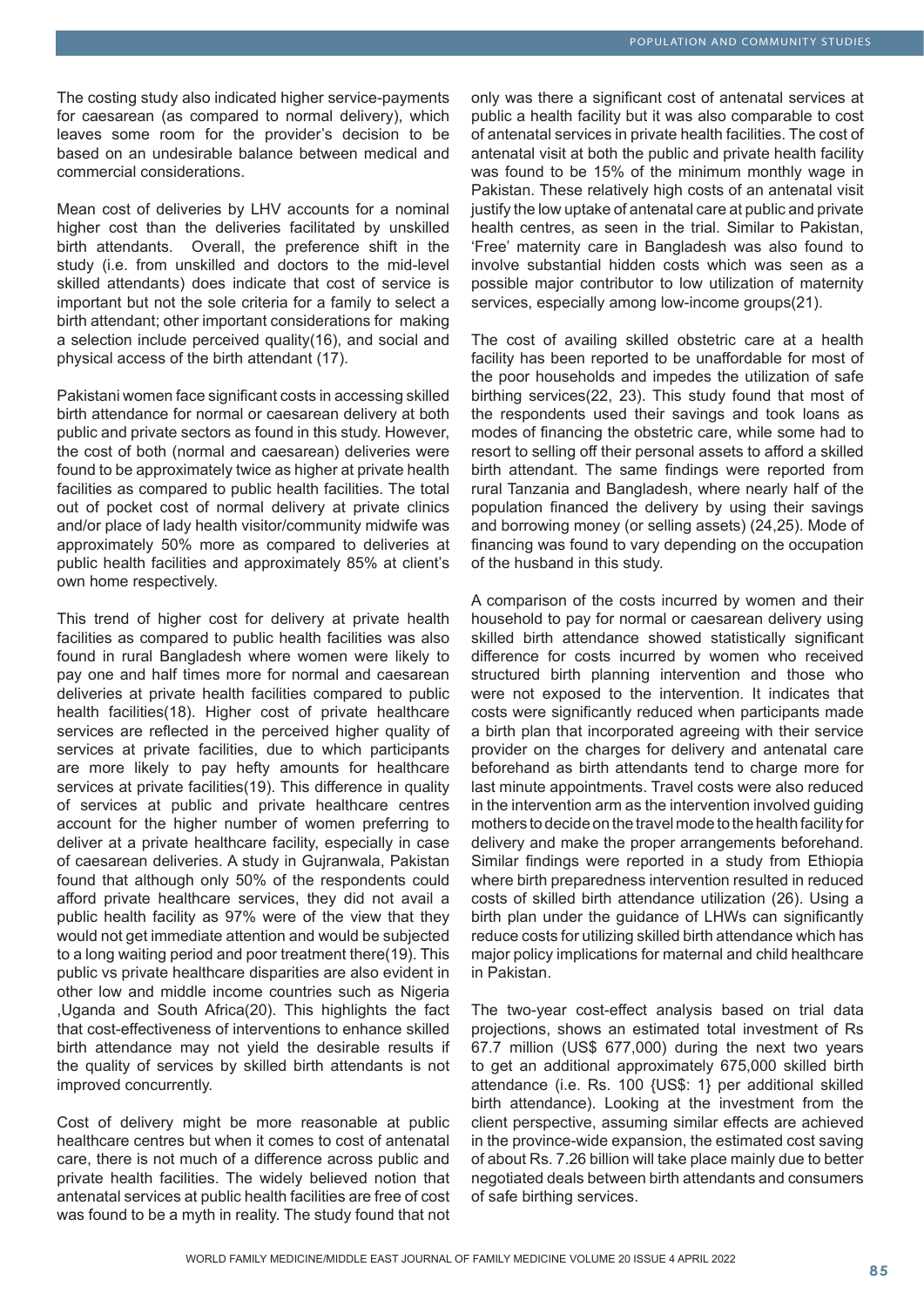The costing study also indicated higher service-payments for caesarean (as compared to normal delivery), which leaves some room for the provider's decision to be based on an undesirable balance between medical and commercial considerations.

Mean cost of deliveries by LHV accounts for a nominal higher cost than the deliveries facilitated by unskilled birth attendants. Overall, the preference shift in the study (i.e. from unskilled and doctors to the mid-level skilled attendants) does indicate that cost of service is important but not the sole criteria for a family to select a birth attendant; other important considerations for making a selection include perceived quality(16), and social and physical access of the birth attendant (17).

Pakistani women face significant costs in accessing skilled birth attendance for normal or caesarean delivery at both public and private sectors as found in this study. However, the cost of both (normal and caesarean) deliveries were found to be approximately twice as higher at private health facilities as compared to public health facilities. The total out of pocket cost of normal delivery at private clinics and/or place of lady health visitor/community midwife was approximately 50% more as compared to deliveries at public health facilities and approximately 85% at client's own home respectively.

This trend of higher cost for delivery at private health facilities as compared to public health facilities was also found in rural Bangladesh where women were likely to pay one and half times more for normal and caesarean deliveries at private health facilities compared to public health facilities(18). Higher cost of private healthcare services are reflected in the perceived higher quality of services at private facilities, due to which participants are more likely to pay hefty amounts for healthcare services at private facilities(19). This difference in quality of services at public and private healthcare centres account for the higher number of women preferring to deliver at a private healthcare facility, especially in case of caesarean deliveries. A study in Gujranwala, Pakistan found that although only 50% of the respondents could afford private healthcare services, they did not avail a public health facility as 97% were of the view that they would not get immediate attention and would be subjected to a long waiting period and poor treatment there(19). This public vs private healthcare disparities are also evident in other low and middle income countries such as Nigeria ,Uganda and South Africa(20). This highlights the fact that cost-effectiveness of interventions to enhance skilled birth attendance may not yield the desirable results if the quality of services by skilled birth attendants is not improved concurrently.

Cost of delivery might be more reasonable at public healthcare centres but when it comes to cost of antenatal care, there is not much of a difference across public and private health facilities. The widely believed notion that antenatal services at public health facilities are free of cost was found to be a myth in reality. The study found that not only was there a significant cost of antenatal services at public a health facility but it was also comparable to cost of antenatal services in private health facilities. The cost of antenatal visit at both the public and private health facility was found to be 15% of the minimum monthly wage in Pakistan. These relatively high costs of an antenatal visit justify the low uptake of antenatal care at public and private health centres, as seen in the trial. Similar to Pakistan, 'Free' maternity care in Bangladesh was also found to involve substantial hidden costs which was seen as a possible major contributor to low utilization of maternity services, especially among low-income groups(21).

The cost of availing skilled obstetric care at a health facility has been reported to be unaffordable for most of the poor households and impedes the utilization of safe birthing services(22, 23). This study found that most of the respondents used their savings and took loans as modes of financing the obstetric care, while some had to resort to selling off their personal assets to afford a skilled birth attendant. The same findings were reported from rural Tanzania and Bangladesh, where nearly half of the population financed the delivery by using their savings and borrowing money (or selling assets) (24,25). Mode of financing was found to vary depending on the occupation of the husband in this study.

A comparison of the costs incurred by women and their household to pay for normal or caesarean delivery using skilled birth attendance showed statistically significant difference for costs incurred by women who received structured birth planning intervention and those who were not exposed to the intervention. It indicates that costs were significantly reduced when participants made a birth plan that incorporated agreeing with their service provider on the charges for delivery and antenatal care beforehand as birth attendants tend to charge more for last minute appointments. Travel costs were also reduced in the intervention arm as the intervention involved guiding mothers to decide on the travel mode to the health facility for delivery and make the proper arrangements beforehand. Similar findings were reported in a study from Ethiopia where birth preparedness intervention resulted in reduced costs of skilled birth attendance utilization (26). Using a birth plan under the guidance of LHWs can significantly reduce costs for utilizing skilled birth attendance which has major policy implications for maternal and child healthcare in Pakistan.

The two-year cost-effect analysis based on trial data projections, shows an estimated total investment of Rs 67.7 million (US$ 677,000) during the next two years to get an additional approximately 675,000 skilled birth attendance (i.e. Rs. 100 {US$: 1} per additional skilled birth attendance). Looking at the investment from the client perspective, assuming similar effects are achieved in the province-wide expansion, the estimated cost saving of about Rs. 7.26 billion will take place mainly due to better negotiated deals between birth attendants and consumers of safe birthing services.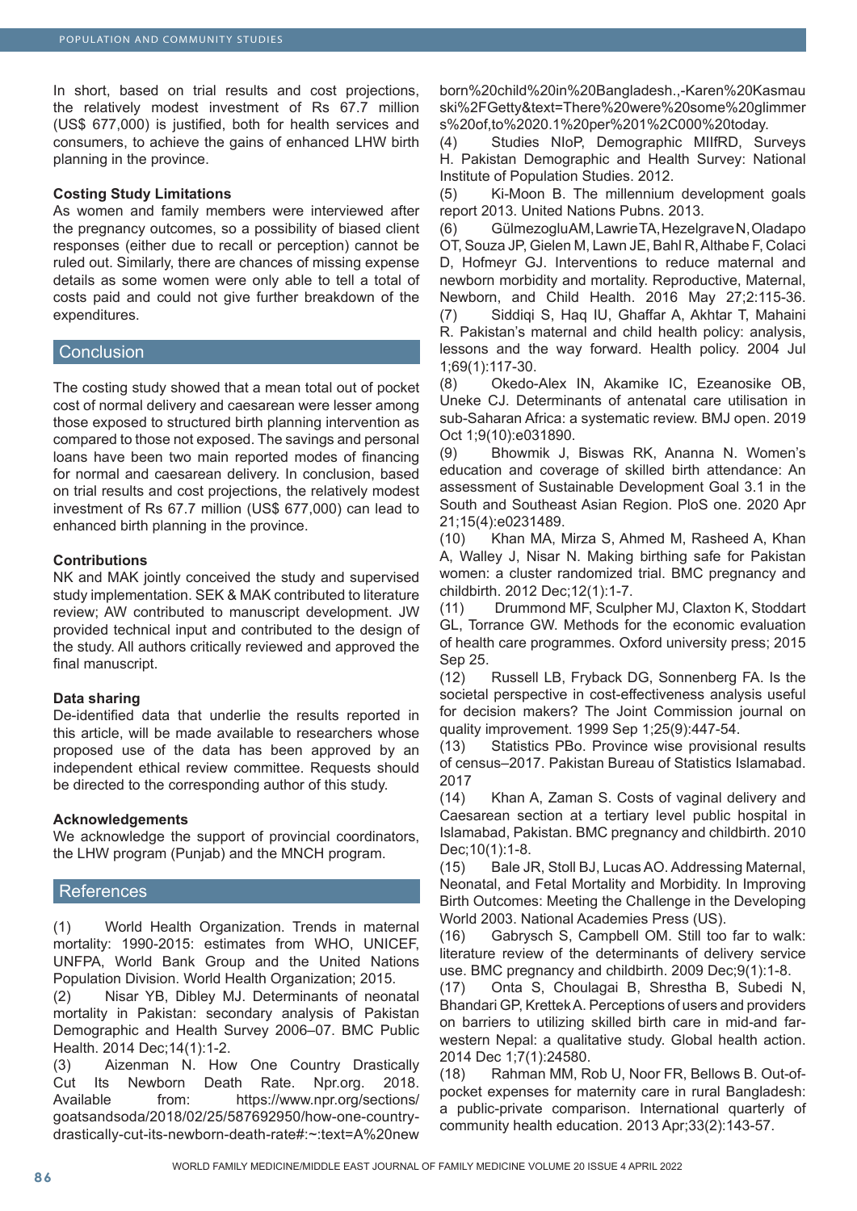In short, based on trial results and cost projections, the relatively modest investment of Rs 67.7 million (US$ 677,000) is justified, both for health services and consumers, to achieve the gains of enhanced LHW birth planning in the province.

### Costing Study Limitations

As women and family members were interviewed after the pregnancy outcomes, so a possibility of biased client responses (either due to recall or perception) cannot be ruled out. Similarly, there are chances of missing expense details as some women were only able to tell a total of costs paid and could not give further breakdown of the expenditures.

## Conclusion

The costing study showed that a mean total out of pocket cost of normal delivery and caesarean were lesser among those exposed to structured birth planning intervention as compared to those not exposed. The savings and personal loans have been two main reported modes of financing for normal and caesarean delivery. In conclusion, based on trial results and cost projections, the relatively modest investment of Rs 67.7 million (US$ 677,000) can lead to enhanced birth planning in the province.

### Contributions

NK and MAK jointly conceived the study and supervised study implementation. SEK & MAK contributed to literature review; AW contributed to manuscript development. JW provided technical input and contributed to the design of the study. All authors critically reviewed and approved the final manuscript.

### Data sharing

De-identified data that underlie the results reported in this article, will be made available to researchers whose proposed use of the data has been approved by an independent ethical review committee. Requests should be directed to the corresponding author of this study.

### Acknowledgements

We acknowledge the support of provincial coordinators, the LHW program (Punjab) and the MNCH program.

## References

(1) World Health Organization. Trends in maternal mortality: 1990-2015: estimates from WHO, UNICEF, UNFPA, World Bank Group and the United Nations Population Division. World Health Organization; 2015.

(2) Nisar YB, Dibley MJ. Determinants of neonatal mortality in Pakistan: secondary analysis of Pakistan Demographic and Health Survey 2006–07. BMC Public Health. 2014 Dec;14(1):1-2.

(3) Aizenman N. How One Country Drastically Cut Its Newborn Death Rate. Npr.org. 2018. Available from: https://www.npr.org/sections/goatsandsoda/2018/02/25/587692950/how-one-country-drastically-cut-its-newborn-death-rate#:~:text=A%20newborn%20child%20in%20Bangladesh.,-Karen%20Kasmauski%2FGetty&text=There%20were%20some%20glimmers%20of,to%20%2020.1%20per%201%2C000%20today.

(4) Studies NIoP, Demographic MIIfRD, Surveys H. Pakistan Demographic and Health Survey: National Institute of Population Studies. 2012.

(5) Ki-Moon B. The millennium development goals report 2013. United Nations Pubns. 2013.

(6) GülmezogluAM, LawrieTA, HezelgraveN, Oladapo OT, Souza JP, Gielen M, Lawn JE, Bahl R, Althabe F, Colaci D, Hofmeyr GJ. Interventions to reduce maternal and newborn morbidity and mortality. Reproductive, Maternal, Newborn, and Child Health. 2016 May 27;2:115-36.

(7) Siddiqi S, Haq IU, Ghaffar A, Akhtar T, Mahaini R. Pakistan's maternal and child health policy: analysis, lessons and the way forward. Health policy. 2004 Jul 1;69(1):117-30.

(8) Okedo-Alex IN, Akamike IC, Ezeanosike OB, Uneke CJ. Determinants of antenatal care utilisation in sub-Saharan Africa: a systematic review. BMJ open. 2019 Oct 1;9(10):e031890.

(9) Bhowmik J, Biswas RK, Ananna N. Women's education and coverage of skilled birth attendance: An assessment of Sustainable Development Goal 3.1 in the South and Southeast Asian Region. PloS one. 2020 Apr 21;15(4):e0231489.

(10) Khan MA, Mirza S, Ahmed M, Rasheed A, Khan A, Walley J, Nisar N. Making birthing safe for Pakistan women: a cluster randomized trial. BMC pregnancy and childbirth. 2012 Dec;12(1):1-7.

(11) Drummond MF, Sculpher MJ, Claxton K, Stoddart GL, Torrance GW. Methods for the economic evaluation of health care programmes. Oxford university press; 2015 Sep 25.

(12) Russell LB, Fryback DG, Sonnenberg FA. Is the societal perspective in cost-effectiveness analysis useful for decision makers? The Joint Commission journal on quality improvement. 1999 Sep 1;25(9):447-54.

(13) Statistics PBo. Province wise provisional results of census–2017. Pakistan Bureau of Statistics Islamabad. 2017

(14) Khan A, Zaman S. Costs of vaginal delivery and Caesarean section at a tertiary level public hospital in Islamabad, Pakistan. BMC pregnancy and childbirth. 2010 Dec;10(1):1-8.

(15) Bale JR, Stoll BJ, Lucas AO. Addressing Maternal, Neonatal, and Fetal Mortality and Morbidity. In Improving Birth Outcomes: Meeting the Challenge in the Developing World 2003. National Academies Press (US).

(16) Gabrysch S, Campbell OM. Still too far to walk: literature review of the determinants of delivery service use. BMC pregnancy and childbirth. 2009 Dec;9(1):1-8.

(17) Onta S, Choulagai B, Shrestha B, Subedi N, Bhandari GP, Krettek A. Perceptions of users and providers on barriers to utilizing skilled birth care in mid-and far-western Nepal: a qualitative study. Global health action. 2014 Dec 1;7(1):24580.

(18) Rahman MM, Rob U, Noor FR, Bellows B. Out-of-pocket expenses for maternity care in rural Bangladesh: a public-private comparison. International quarterly of community health education. 2013 Apr;33(2):143-57.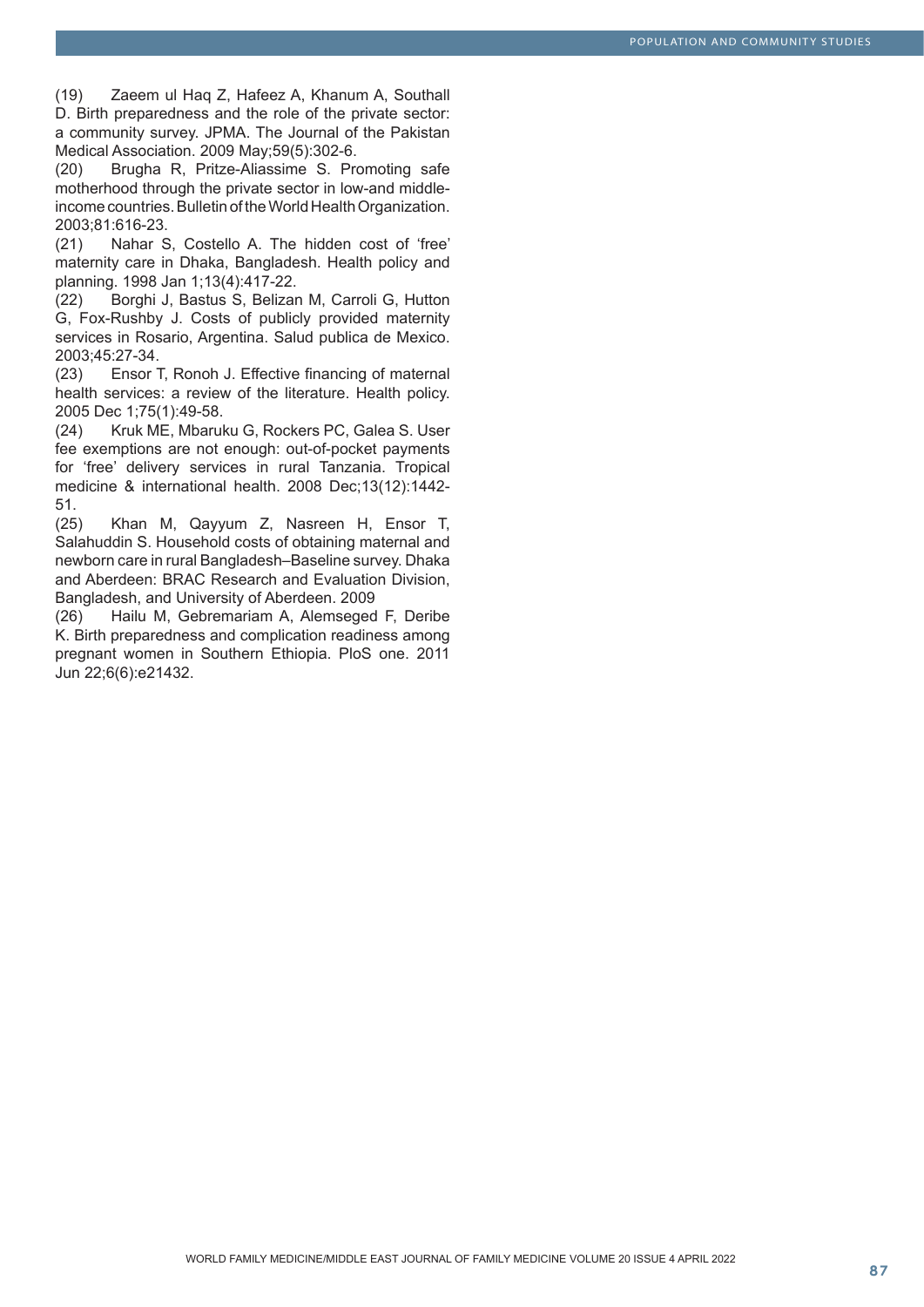(19) Zaeem ul Haq Z, Hafeez A, Khanum A, Southall D. Birth preparedness and the role of the private sector: a community survey. JPMA. The Journal of the Pakistan Medical Association. 2009 May;59(5):302-6.

(20) Brugha R, Pritze-Aliassime S. Promoting safe motherhood through the private sector in low-and middle-income countries. Bulletin of the World Health Organization. 2003;81:616-23.

(21) Nahar S, Costello A. The hidden cost of 'free' maternity care in Dhaka, Bangladesh. Health policy and planning. 1998 Jan 1;13(4):417-22.

(22) Borghi J, Bastus S, Belizan M, Carroli G, Hutton G, Fox-Rushby J. Costs of publicly provided maternity services in Rosario, Argentina. Salud publica de Mexico. 2003;45:27-34.

(23) Ensor T, Ronoh J. Effective financing of maternal health services: a review of the literature. Health policy. 2005 Dec 1;75(1):49-58.

(24) Kruk ME, Mbaruku G, Rockers PC, Galea S. User fee exemptions are not enough: out-of-pocket payments for 'free' delivery services in rural Tanzania. Tropical medicine & international health. 2008 Dec;13(12):1442-51.

(25) Khan M, Qayyum Z, Nasreen H, Ensor T, Salahuddin S. Household costs of obtaining maternal and newborn care in rural Bangladesh–Baseline survey. Dhaka and Aberdeen: BRAC Research and Evaluation Division, Bangladesh, and University of Aberdeen. 2009

(26) Hailu M, Gebremariam A, Alemseged F, Deribe K. Birth preparedness and complication readiness among pregnant women in Southern Ethiopia. PloS one. 2011 Jun 22;6(6):e21432.